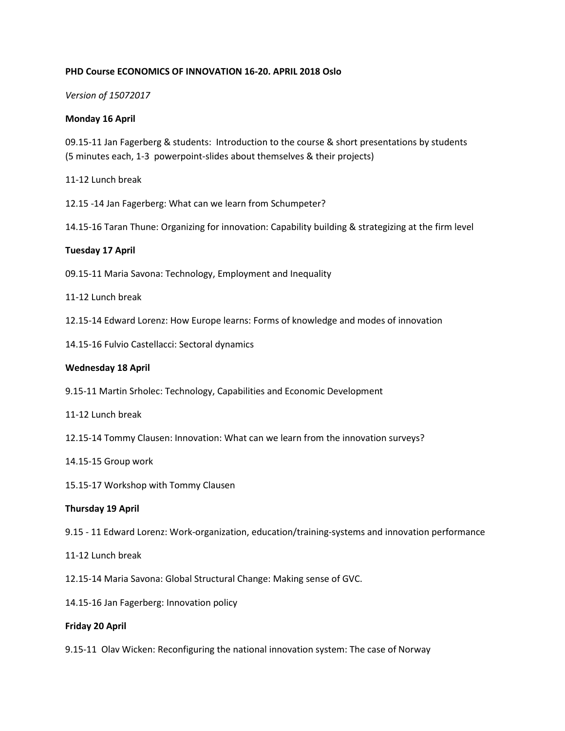**PHD Course ECONOMICS OF INNOVATION 16-20. APRIL 2018 Oslo**

*Version of 15072017*

**Monday 16 April**

09.15-11 Jan Fagerberg & students: Introduction to the course & short presentations by students (5 minutes each, 1-3 powerpoint-slides about themselves & their projects)

11-12 Lunch break

12.15 -14 Jan Fagerberg: What can we learn from Schumpeter?

14.15-16 Taran Thune: Organizing for innovation: Capability building & strategizing at the firm level

**Tuesday 17 April**

09.15-11 Maria Savona: Technology, Employment and Inequality

11-12 Lunch break

12.15-14 Edward Lorenz: How Europe learns: Forms of knowledge and modes of innovation

14.15-16 Fulvio Castellacci: Sectoral dynamics

**Wednesday 18 April**

9.15-11 Martin Srholec: Technology, Capabilities and Economic Development

11-12 Lunch break

12.15-14 Tommy Clausen: Innovation: What can we learn from the innovation surveys?

14.15-15 Group work

15.15-17 Workshop with Tommy Clausen

**Thursday 19 April**

9.15 - 11 Edward Lorenz: Work-organization, education/training-systems and innovation performance

11-12 Lunch break

12.15-14 Maria Savona: Global Structural Change: Making sense of GVC.

14.15-16 Jan Fagerberg: Innovation policy

**Friday 20 April**

9.15-11 Olav Wicken: Reconfiguring the national innovation system: The case of Norway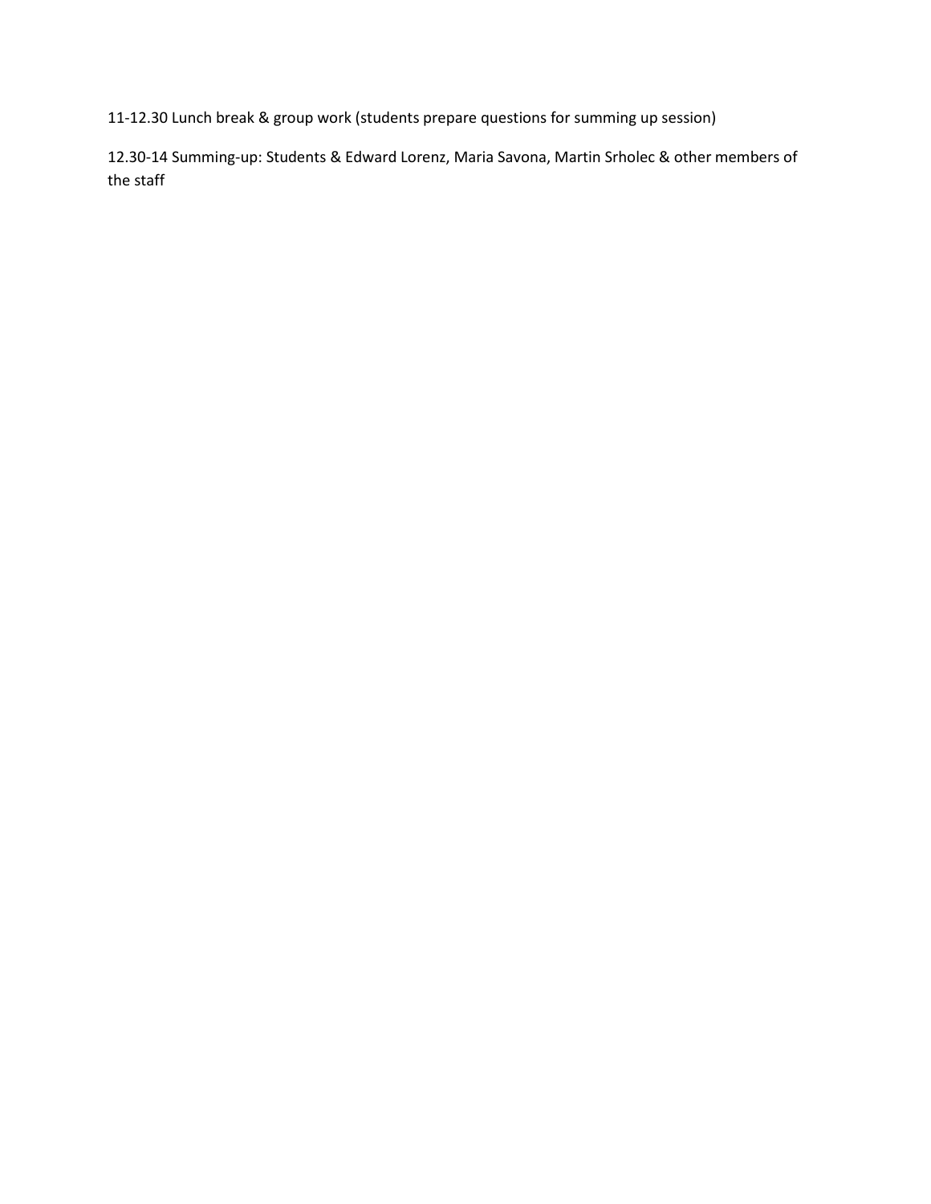11-12.30 Lunch break & group work (students prepare questions for summing up session)

12.30-14 Summing-up: Students & Edward Lorenz, Maria Savona, Martin Srholec & other members of the staff